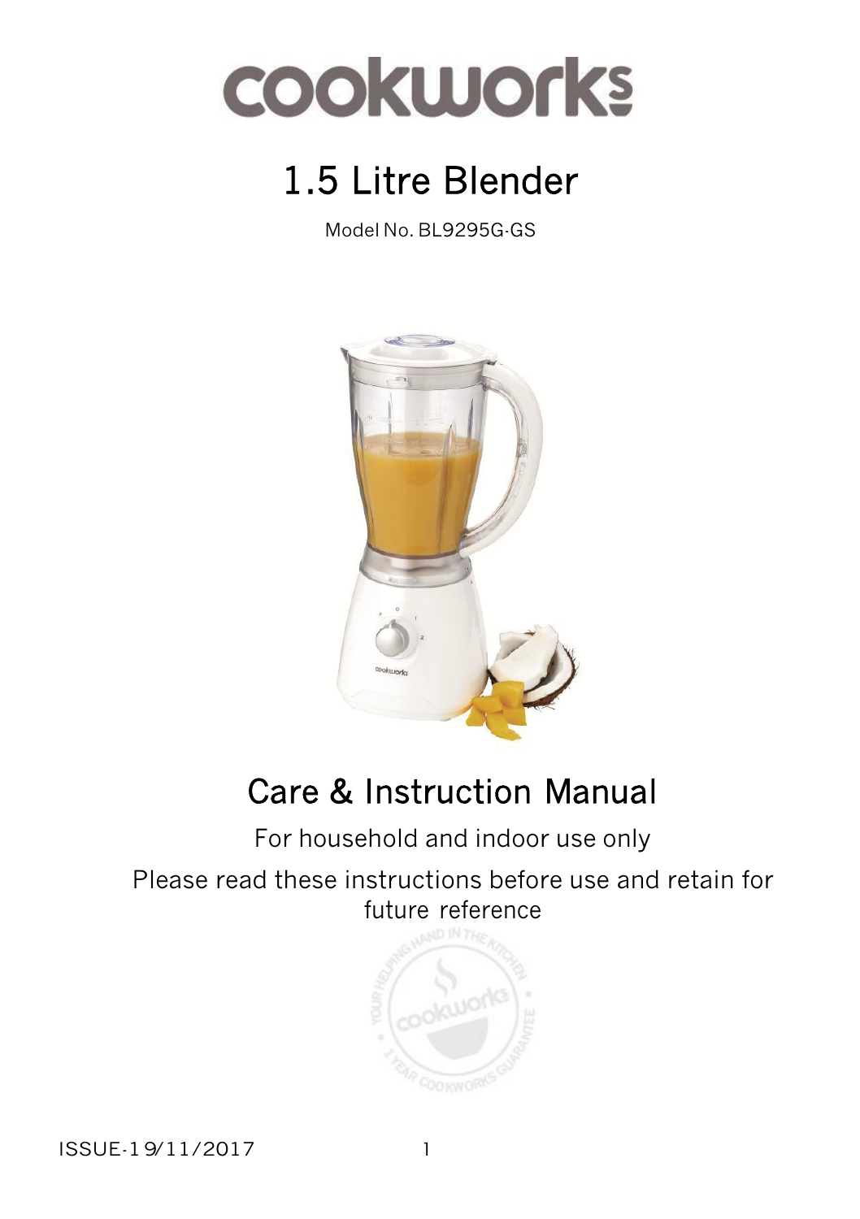# cookworks

# 1.5 Litre Blender

Model No. BL9295G-GS

## Care & Instruction Manual

For household and indoor use only

Please read these instructions before use and retain for future reference

ISSUE-19/11/2017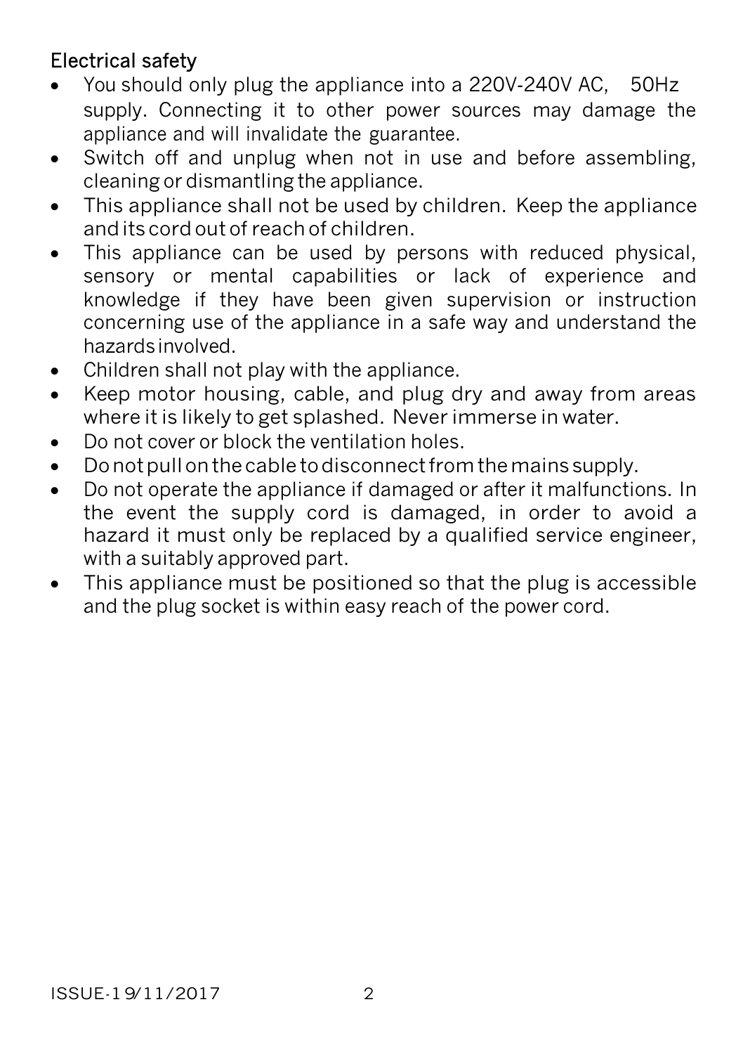## Electrical safety

- You should only plug the appliance into a 220V-240V AC, 50Hz supply. Connecting it to other power sources may damage the appliance and will invalidate the guarantee.
- Switch off and unplug when not in use and before assembling, cleaning or dismantling the appliance.
- This appliance shall not be used by children. Keep the appliance and its cord out of reach of children.
- This appliance can be used by persons with reduced physical, sensory or mental capabilities or lack of experience and knowledge if they have been given supervision or instruction concerning use of the appliance in a safe way and understand the hazards involved.
- Children shall not play with the appliance.
- Keep motor housing, cable, and plug dry and away from areas where it is likely to get splashed. Never immerse in water.
- Do not cover or block the ventilation holes.
- Do not pull on the cable to disconnect from the mains supply.
- Do not operate the appliance if damaged or after it malfunctions. In the event the supply cord is damaged, in order to avoid a hazard it must only be replaced by a qualified service engineer, with a suitably approved part.
- This appliance must be positioned so that the plug is accessible and the plug socket is within easy reach of the power cord.

ISSUE-19/11/2017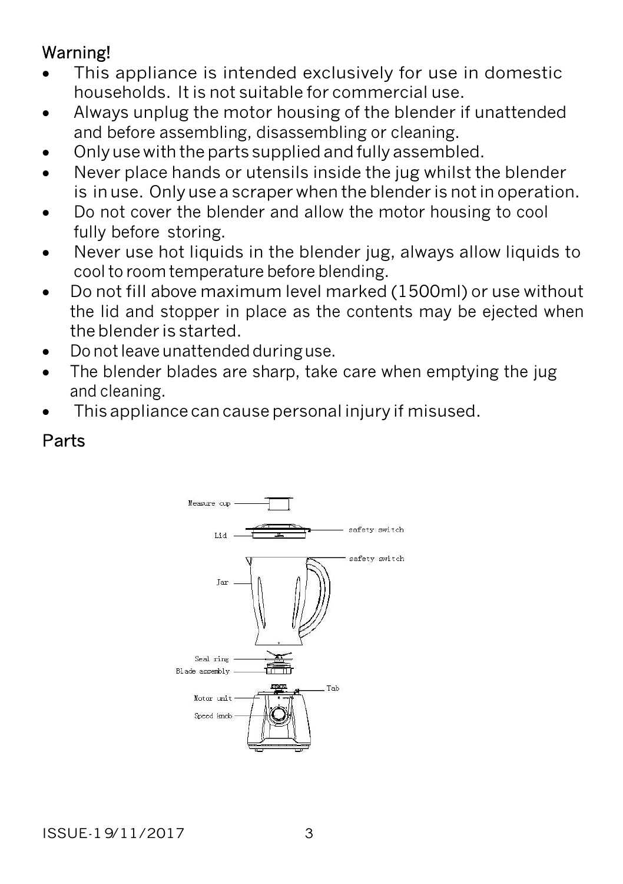## Warning!

- This appliance is intended exclusively for use in domestic households. It is not suitable for commercial use.
- Always unplug the motor housing of the blender if unattended and before assembling, disassembling or cleaning.
- Only use with the parts supplied and fully assembled.
- Never place hands or utensils inside the jug whilst the blender is in use. Only use a scraper when the blender is not in operation.
- Do not cover the blender and allow the motor housing to cool fully before storing.
- Never use hot liquids in the blender jug, always allow liquids to cool to room temperature before blending.
- Do not fill above maximum level marked (1500ml) or use without the lid and stopper in place as the contents may be ejected when the blender is started.
- Do not leave unattended during use.
- The blender blades are sharp, take care when emptying the jug and cleaning.
- This appliance can cause personal injury if misused.

## Parts

Measure cup

Lid

safety switch

safety switch

Jar

Seal ring

Blade assembly

Tab

Motor unit

Speed knob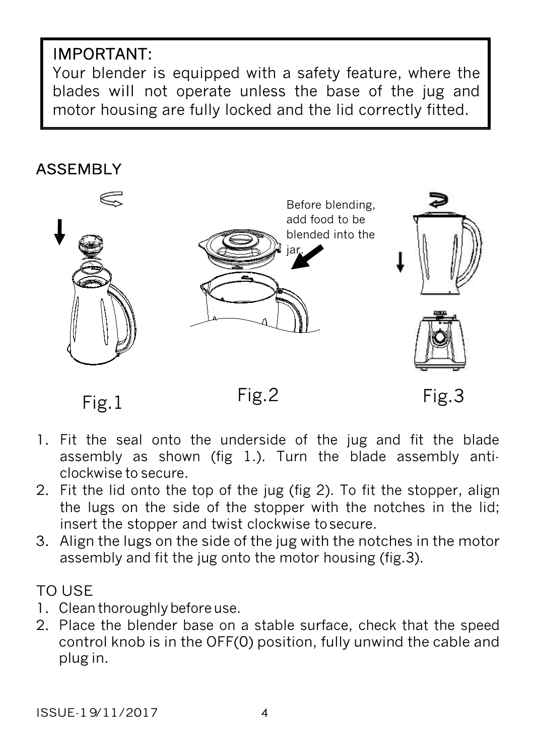IMPORTANT:
Your blender is equipped with a safety feature, where the blades will not operate unless the base of the jug and motor housing are fully locked and the lid correctly fitted.

## ASSEMBLY

Before blending, add food to be blended into the jar.

Fig.1

Fig.2

Fig.3

1. Fit the seal onto the underside of the jug and fit the blade assembly as shown (fig 1.). Turn the blade assembly anti-clockwise to secure.
2. Fit the lid onto the top of the jug (fig 2). To fit the stopper, align the lugs on the side of the stopper with the notches in the lid; insert the stopper and twist clockwise to secure.
3. Align the lugs on the side of the jug with the notches in the motor assembly and fit the jug onto the motor housing (fig.3).

## TO USE

1. Clean thoroughly before use.
2. Place the blender base on a stable surface, check that the speed control knob is in the OFF(0) position, fully unwind the cable and plug in.

ISSUE-19/11/2017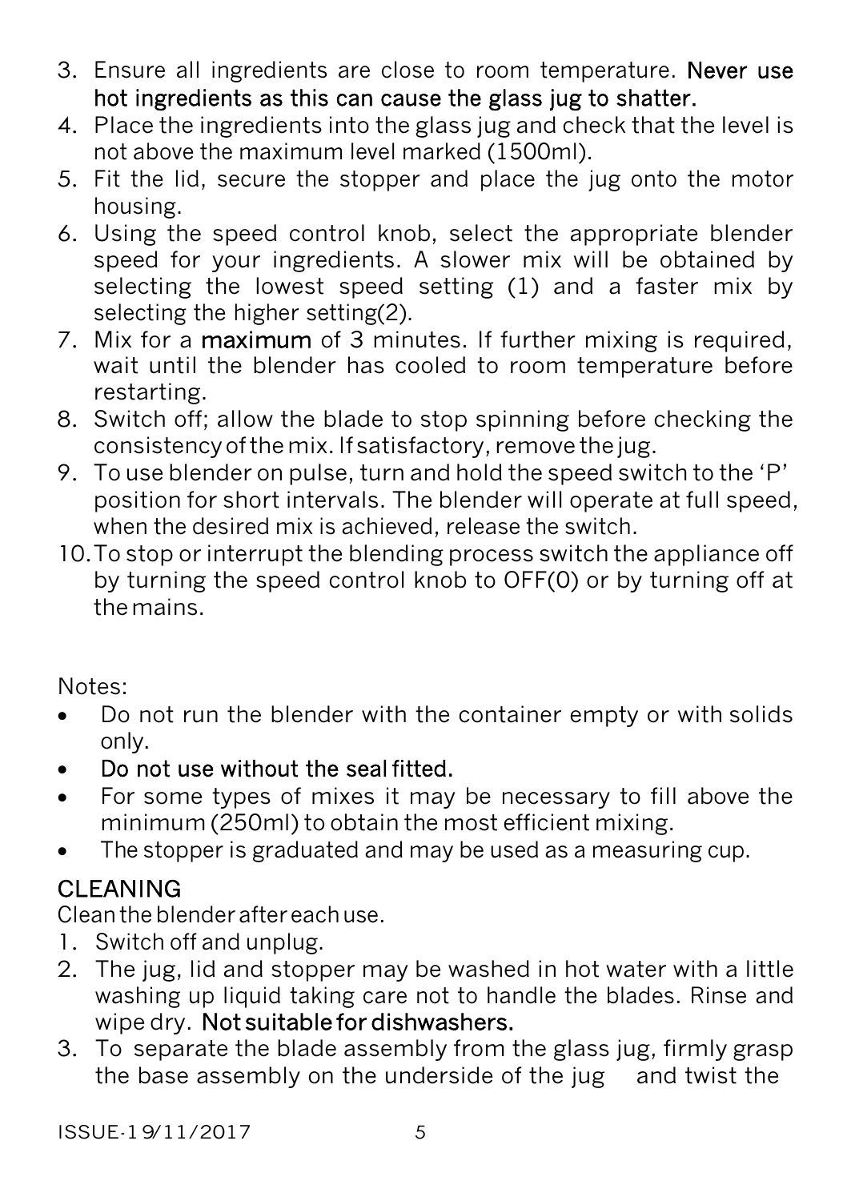3. Ensure all ingredients are close to room temperature. **Never use hot ingredients as this can cause the glass jug to shatter.**
4. Place the ingredients into the glass jug and check that the level is not above the maximum level marked (1500ml).
5. Fit the lid, secure the stopper and place the jug onto the motor housing.
6. Using the speed control knob, select the appropriate blender speed for your ingredients. A slower mix will be obtained by selecting the lowest speed setting (1) and a faster mix by selecting the higher setting(2).
7. Mix for a **maximum** of 3 minutes. If further mixing is required, wait until the blender has cooled to room temperature before restarting.
8. Switch off; allow the blade to stop spinning before checking the consistency of the mix. If satisfactory, remove the jug.
9. To use blender on pulse, turn and hold the speed switch to the 'P' position for short intervals. The blender will operate at full speed, when the desired mix is achieved, release the switch.
10. To stop or interrupt the blending process switch the appliance off by turning the speed control knob to OFF(0) or by turning off at the mains.

Notes:

- Do not run the blender with the container empty or with solids only.
- **Do not use without the seal fitted.**
- For some types of mixes it may be necessary to fill above the minimum (250ml) to obtain the most efficient mixing.
- The stopper is graduated and may be used as a measuring cup.

## CLEANING

Clean the blender after each use.

1. Switch off and unplug.
2. The jug, lid and stopper may be washed in hot water with a little washing up liquid taking care not to handle the blades. Rinse and wipe dry. **Not suitable for dishwashers.**
3. To separate the blade assembly from the glass jug, firmly grasp the base assembly on the underside of the jug and twist the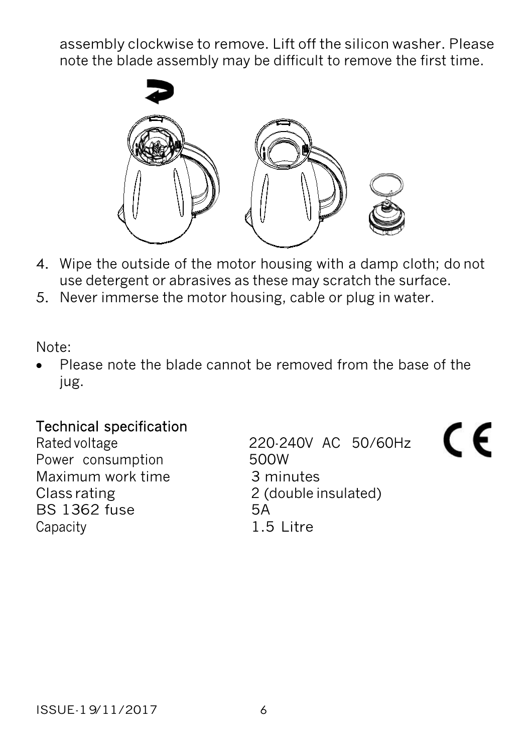assembly clockwise to remove. Lift off the silicon washer. Please note the blade assembly may be difficult to remove the first time.

4. Wipe the outside of the motor housing with a damp cloth; do not use detergent or abrasives as these may scratch the surface.
5. Never immerse the motor housing, cable or plug in water.

Note:

- Please note the blade cannot be removed from the base of the jug.

## Technical specification

| | |
|---|---|
| Rated voltage | 220-240V AC 50/60Hz |
| Power consumption | 500W |
| Maximum work time | 3 minutes |
| Class rating | 2 (double insulated) |
| BS 1362 fuse | 5A |
| Capacity | 1.5 Litre |

CE

ISSUE-19/11/2017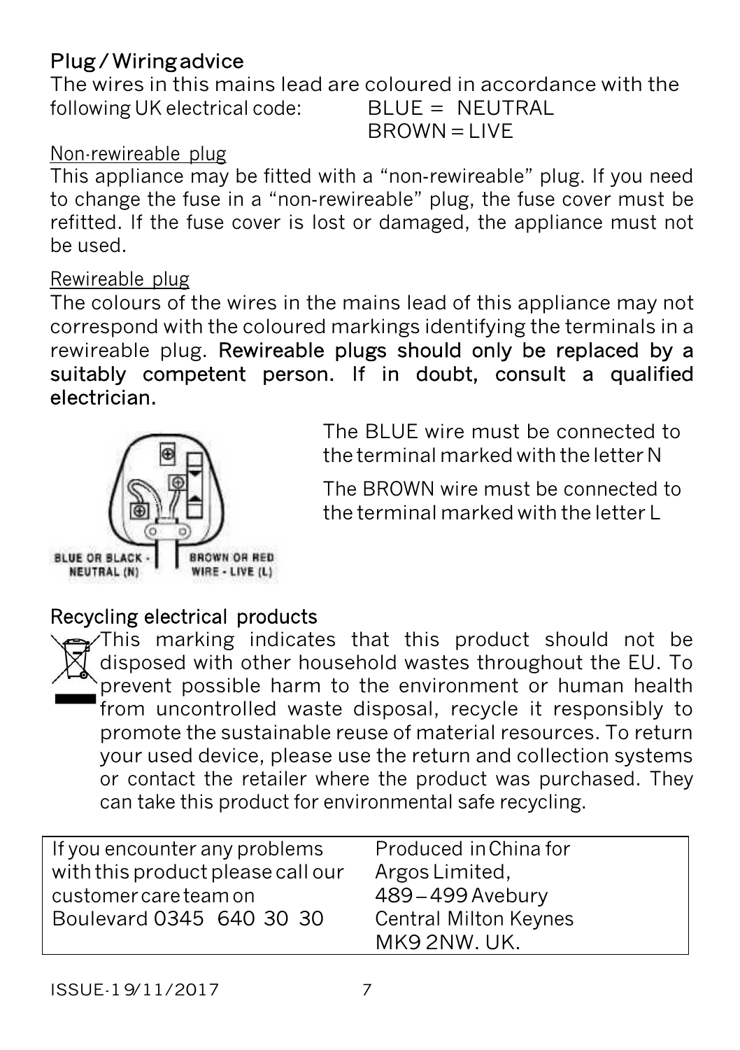## Plug / Wiring advice

The wires in this mains lead are coloured in accordance with the following UK electrical code: BLUE = NEUTRAL
BROWN = LIVE

Non-rewireable plug

This appliance may be fitted with a “non-rewireable” plug. If you need to change the fuse in a “non-rewireable” plug, the fuse cover must be refitted. If the fuse cover is lost or damaged, the appliance must not be used.

Rewireable plug

The colours of the wires in the mains lead of this appliance may not correspond with the coloured markings identifying the terminals in a rewireable plug. **Rewireable plugs should only be replaced by a suitably competent person. If in doubt, consult a qualified electrician.**

BLUE OR BLACK - NEUTRAL (N)

BROWN OR RED WIRE - LIVE (L)

The BLUE wire must be connected to the terminal marked with the letter N

The BROWN wire must be connected to the terminal marked with the letter L

## Recycling electrical products

This marking indicates that this product should not be disposed with other household wastes throughout the EU. To prevent possible harm to the environment or human health from uncontrolled waste disposal, recycle it responsibly to promote the sustainable reuse of material resources. To return your used device, please use the return and collection systems or contact the retailer where the product was purchased. They can take this product for environmental safe recycling.

| If you encounter any problems with this product please call our customer care team on 0345 640 30 30 | Produced in China for Argos Limited, 489 – 499 Avebury Boulevard Central Milton Keynes MK9 2NW. UK. |
|---|---|

ISSUE-19/11/2017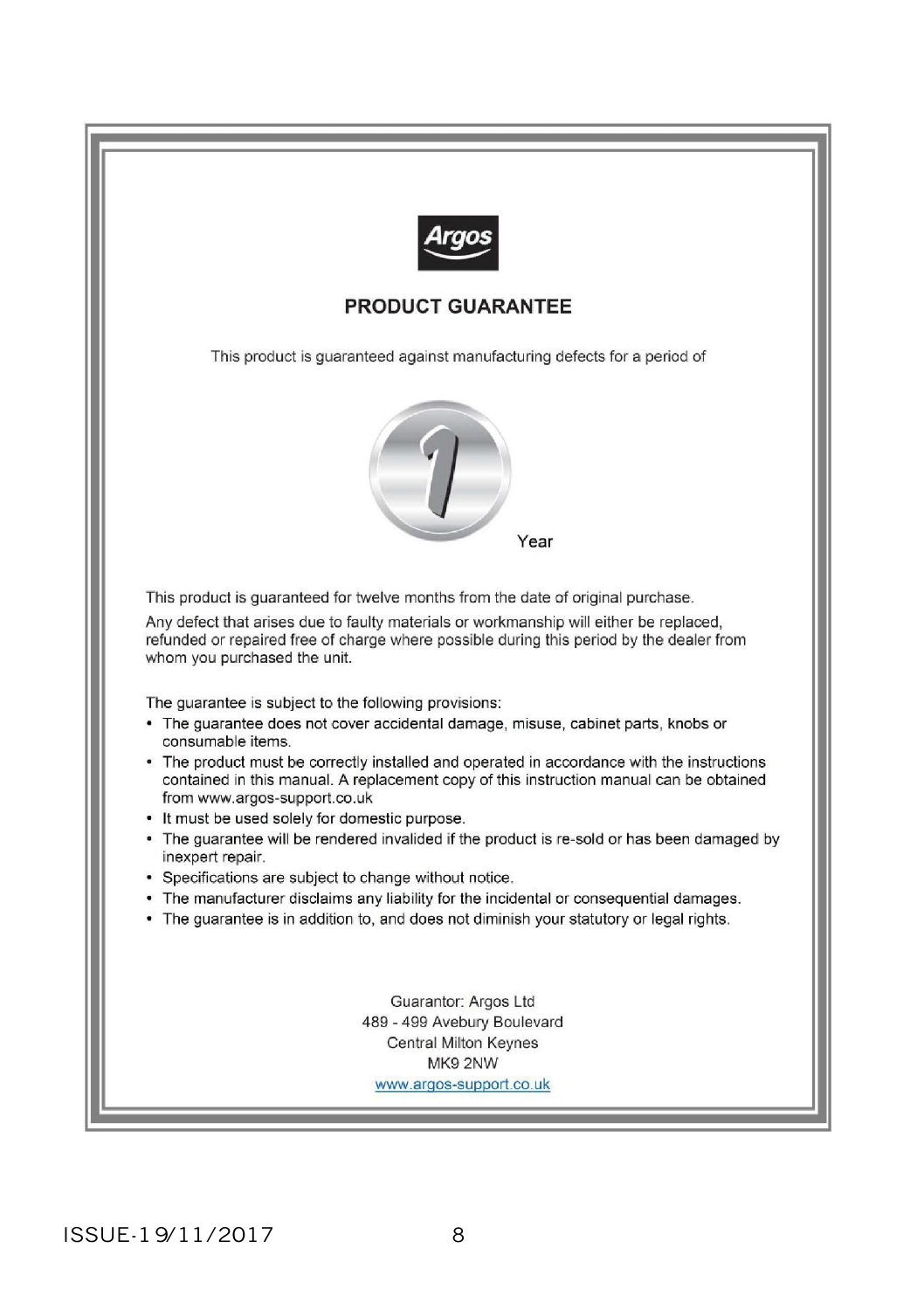Argos

## PRODUCT GUARANTEE

This product is guaranteed against manufacturing defects for a period of

1 Year

This product is guaranteed for twelve months from the date of original purchase.

Any defect that arises due to faulty materials or workmanship will either be replaced, refunded or repaired free of charge where possible during this period by the dealer from whom you purchased the unit.

The guarantee is subject to the following provisions:

- The guarantee does not cover accidental damage, misuse, cabinet parts, knobs or consumable items.
- The product must be correctly installed and operated in accordance with the instructions contained in this manual. A replacement copy of this instruction manual can be obtained from www.argos-support.co.uk
- It must be used solely for domestic purpose.
- The guarantee will be rendered invalided if the product is re-sold or has been damaged by inexpert repair.
- Specifications are subject to change without notice.
- The manufacturer disclaims any liability for the incidental or consequential damages.
- The guarantee is in addition to, and does not diminish your statutory or legal rights.

Guarantor: Argos Ltd
489 - 499 Avebury Boulevard
Central Milton Keynes
MK9 2NW
www.argos-support.co.uk

ISSUE-19/11/2017